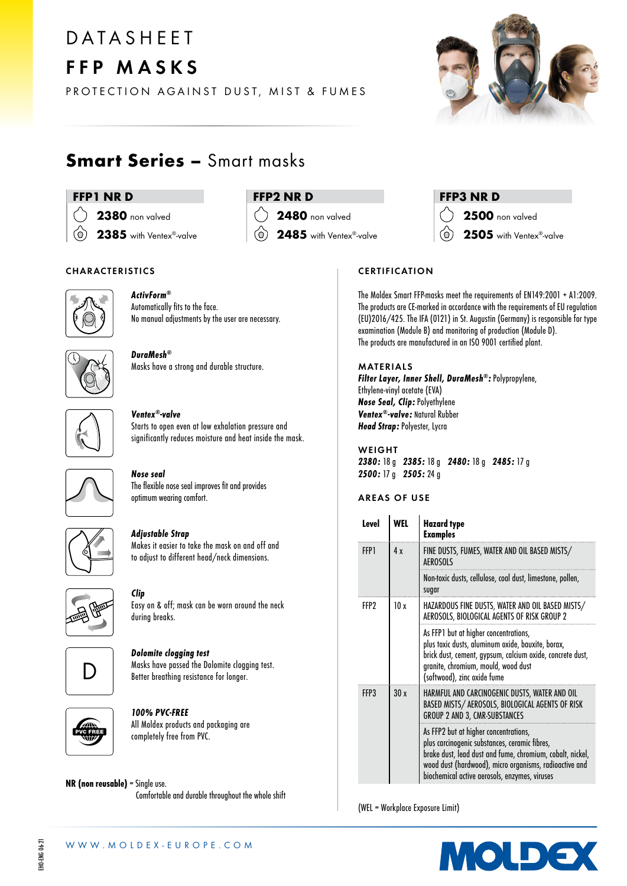# DATASHEET
# FFP MASKS

PROTECTION AGAINST DUST, MIST & FUMES

## Smart Series – Smart masks

| FFP1 NR D | FFP2 NR D | FFP3 NR D |
|---|---|---|
| **2380** non valved | **2480** non valved | **2500** non valved |
| **2385** with Ventex®-valve | **2485** with Ventex®-valve | **2505** with Ventex®-valve |

### CHARACTERISTICS

***ActivForm®***
Automatically fits to the face.
No manual adjustments by the user are necessary.

***DuraMesh®***
Masks have a strong and durable structure.

***Ventex®-valve***
Starts to open even at low exhalation pressure and significantly reduces moisture and heat inside the mask.

***Nose seal***
The flexible nose seal improves fit and provides optimum wearing comfort.

***Adjustable Strap***
Makes it easier to take the mask on and off and to adjust to different head/neck dimensions.

***Clip***
Easy on & off; mask can be worn around the neck during breaks.

***Dolomite clogging test***
Masks have passed the Dolomite clogging test.
Better breathing resistance for longer.

***100% PVC-FREE***
All Moldex products and packaging are completely free from PVC.

**NR (non reusable)** = Single use.
Comfortable and durable throughout the whole shift

### CERTIFICATION

The Moldex Smart FFP-masks meet the requirements of EN149:2001 + A1:2009. The products are CE-marked in accordance with the requirements of EU regulation (EU)2016/425. The IFA (0121) in St. Augustin (Germany) is responsible for type examination (Module B) and monitoring of production (Module D).
The products are manufactured in an ISO 9001 certified plant.

### MATERIALS

***Filter Layer, Inner Shell, DuraMesh®:*** Polypropylene, Ethylene-vinyl acetate (EVA)
***Nose Seal, Clip:*** Polyethylene
***Ventex®-valve:*** Natural Rubber
***Head Strap:*** Polyester, Lycra

### WEIGHT

***2380:*** 18 g ***2385:*** 18 g ***2480:*** 18 g ***2485:*** 17 g
***2500:*** 17 g ***2505:*** 24 g

### AREAS OF USE

| Level | WEL | Hazard type<br>Examples |
|---|---|---|
| FFP1 | 4 x | FINE DUSTS, FUMES, WATER AND OIL BASED MISTS/ AEROSOLS |
| | | Non-toxic dusts, cellulose, coal dust, limestone, pollen, sugar |
| FFP2 | 10 x | HAZARDOUS FINE DUSTS, WATER AND OIL BASED MISTS/ AEROSOLS, BIOLOGICAL AGENTS OF RISK GROUP 2 |
| | | As FFP1 but at higher concentrations, plus toxic dusts, aluminum oxide, bauxite, borax, brick dust, cement, gypsum, calcium oxide, concrete dust, granite, chromium, mould, wood dust (softwood), zinc oxide fume |
| FFP3 | 30 x | HARMFUL AND CARCINOGENIC DUSTS, WATER AND OIL BASED MISTS/ AEROSOLS, BIOLOGICAL AGENTS OF RISK GROUP 2 AND 3, CMR-SUBSTANCES |
| | | As FFP2 but at higher concentrations, plus carcinogenic substances, ceramic fibres, brake dust, lead dust and fume, chromium, cobalt, nickel, wood dust (hardwood), micro organisms, radioactive and biochemical active aerosols, enzymes, viruses |

(WEL = Workplace Exposure Limit)

WWW.MOLDEX-EUROPE.COM

MOLDEX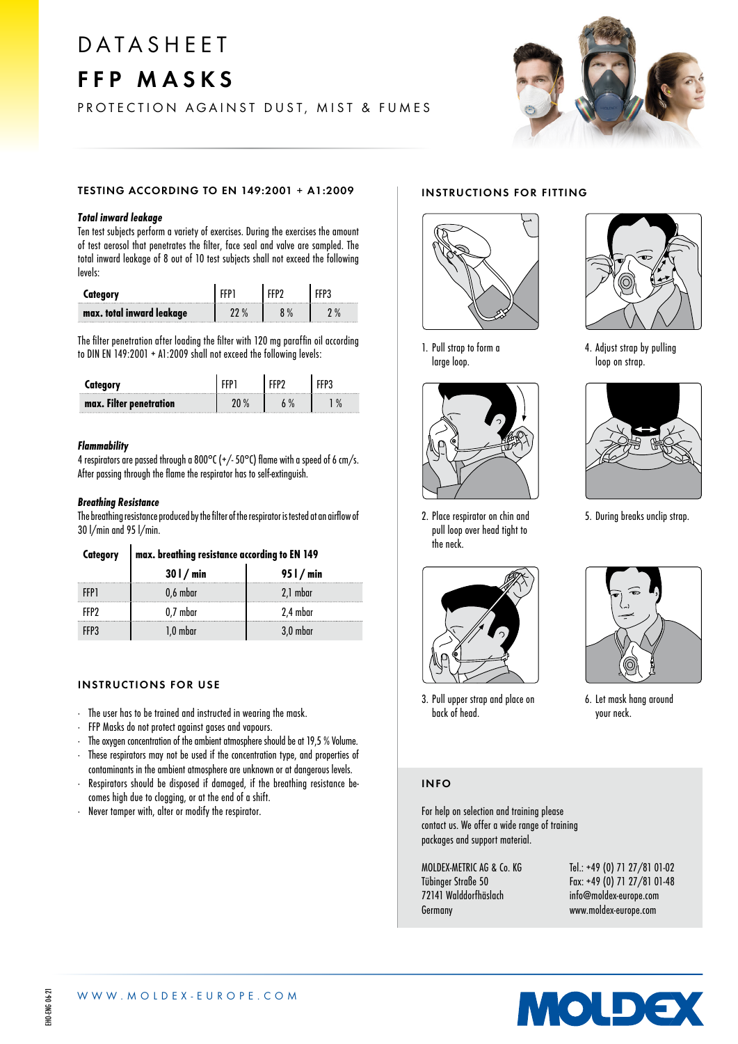# DATASHEET

# FFP MASKS

PROTECTION AGAINST DUST, MIST & FUMES

## TESTING ACCORDING TO EN 149:2001 + A1:2009

***Total inward leakage***

Ten test subjects perform a variety of exercises. During the exercises the amount of test aerosol that penetrates the filter, face seal and valve are sampled. The total inward leakage of 8 out of 10 test subjects shall not exceed the following levels:

| Category | FFP1 | FFP2 | FFP3 |
|---|---|---|---|
| **max. total inward leakage** | 22 % | 8 % | 2 % |

The filter penetration after loading the filter with 120 mg paraffin oil according to DIN EN 149:2001 + A1:2009 shall not exceed the following levels:

| Category | FFP1 | FFP2 | FFP3 |
|---|---|---|---|
| **max. Filter penetration** | 20 % | 6 % | 1 % |

***Flammability***

4 respirators are passed through a 800°C (+/- 50°C) flame with a speed of 6 cm/s. After passing through the flame the respirator has to self-extinguish.

***Breathing Resistance***

The breathing resistance produced by the filter of the respirator is tested at an airflow of 30 l/min and 95 l/min.

| Category | max. breathing resistance according to EN 149 | |
|---|---|---|
| | **30 l / min** | **95 l / min** |
| FFP1 | 0,6 mbar | 2,1 mbar |
| FFP2 | 0,7 mbar | 2,4 mbar |
| FFP3 | 1,0 mbar | 3,0 mbar |

## INSTRUCTIONS FOR USE

- The user has to be trained and instructed in wearing the mask.
- FFP Masks do not protect against gases and vapours.
- The oxygen concentration of the ambient atmosphere should be at 19,5 % Volume.
- These respirators may not be used if the concentration type, and properties of contaminants in the ambient atmosphere are unknown or at dangerous levels.
- Respirators should be disposed if damaged, if the breathing resistance becomes high due to clogging, or at the end of a shift.
- Never tamper with, alter or modify the respirator.

## INSTRUCTIONS FOR FITTING

1. Pull strap to form a large loop.
2. Place respirator on chin and pull loop over head tight to the neck.
3. Pull upper strap and place on back of head.
4. Adjust strap by pulling loop on strap.
5. During breaks unclip strap.
6. Let mask hang around your neck.

## INFO

For help on selection and training please contact us. We offer a wide range of training packages and support material.

MOLDEX-METRIC AG & Co. KG
Tübinger Straße 50
72141 Walddorfhäslach
Germany

Tel.: +49 (0) 71 27/81 01-02
Fax: +49 (0) 71 27/81 01-48
info@moldex-europe.com
www.moldex-europe.com

WWW.MOLDEX-EUROPE.COM

EHO-ENG 06-21

MOLDEX